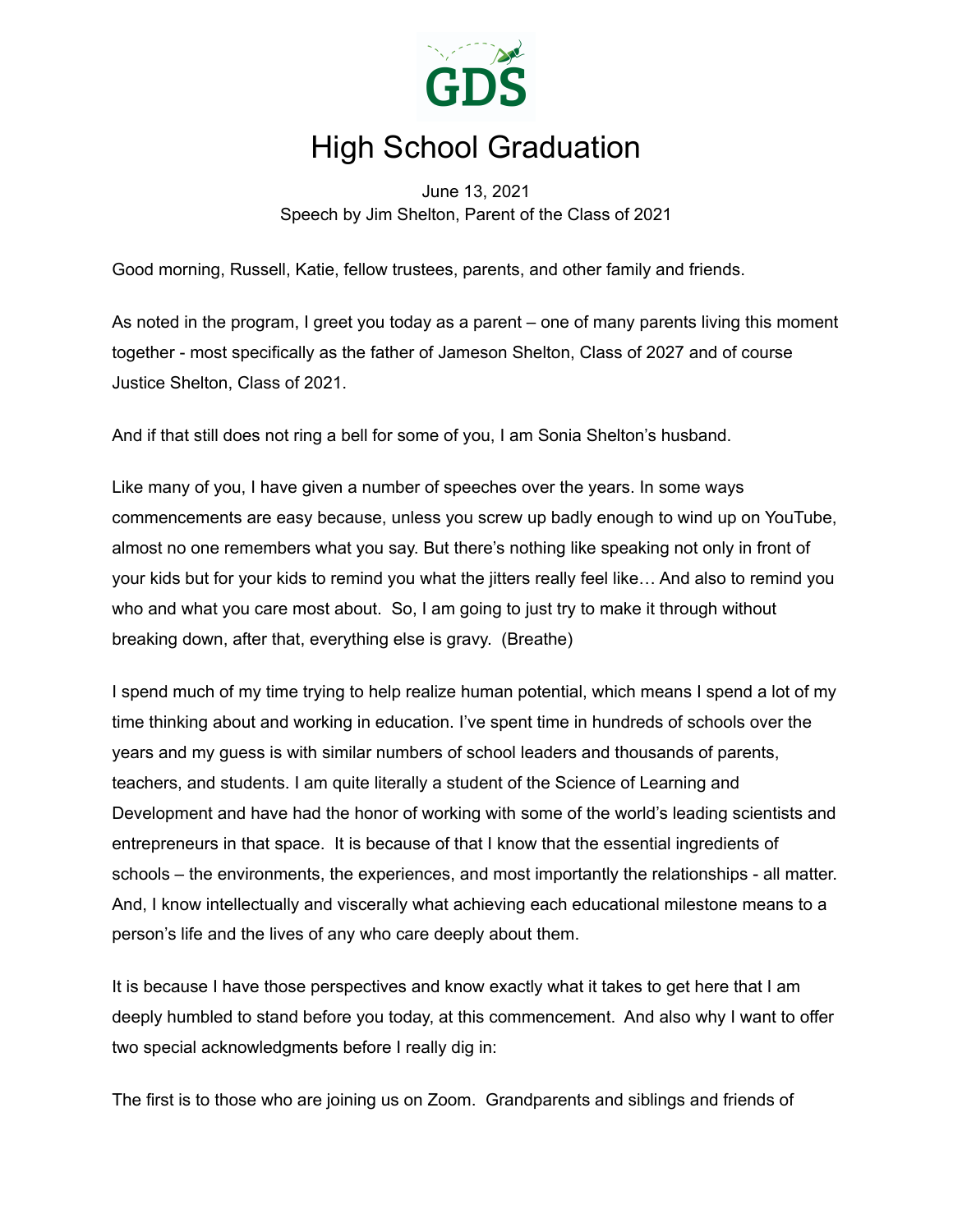GDS

# High School Graduation

June 13, 2021
Speech by Jim Shelton, Parent of the Class of 2021

Good morning, Russell, Katie, fellow trustees, parents, and other family and friends.

As noted in the program, I greet you today as a parent – one of many parents living this moment together - most specifically as the father of Jameson Shelton, Class of 2027 and of course Justice Shelton, Class of 2021.

And if that still does not ring a bell for some of you, I am Sonia Shelton's husband.

Like many of you, I have given a number of speeches over the years. In some ways commencements are easy because, unless you screw up badly enough to wind up on YouTube, almost no one remembers what you say. But there's nothing like speaking not only in front of your kids but for your kids to remind you what the jitters really feel like… And also to remind you who and what you care most about. So, I am going to just try to make it through without breaking down, after that, everything else is gravy. (Breathe)

I spend much of my time trying to help realize human potential, which means I spend a lot of my time thinking about and working in education. I've spent time in hundreds of schools over the years and my guess is with similar numbers of school leaders and thousands of parents, teachers, and students. I am quite literally a student of the Science of Learning and Development and have had the honor of working with some of the world's leading scientists and entrepreneurs in that space. It is because of that I know that the essential ingredients of schools – the environments, the experiences, and most importantly the relationships - all matter. And, I know intellectually and viscerally what achieving each educational milestone means to a person's life and the lives of any who care deeply about them.

It is because I have those perspectives and know exactly what it takes to get here that I am deeply humbled to stand before you today, at this commencement. And also why I want to offer two special acknowledgments before I really dig in:

The first is to those who are joining us on Zoom. Grandparents and siblings and friends of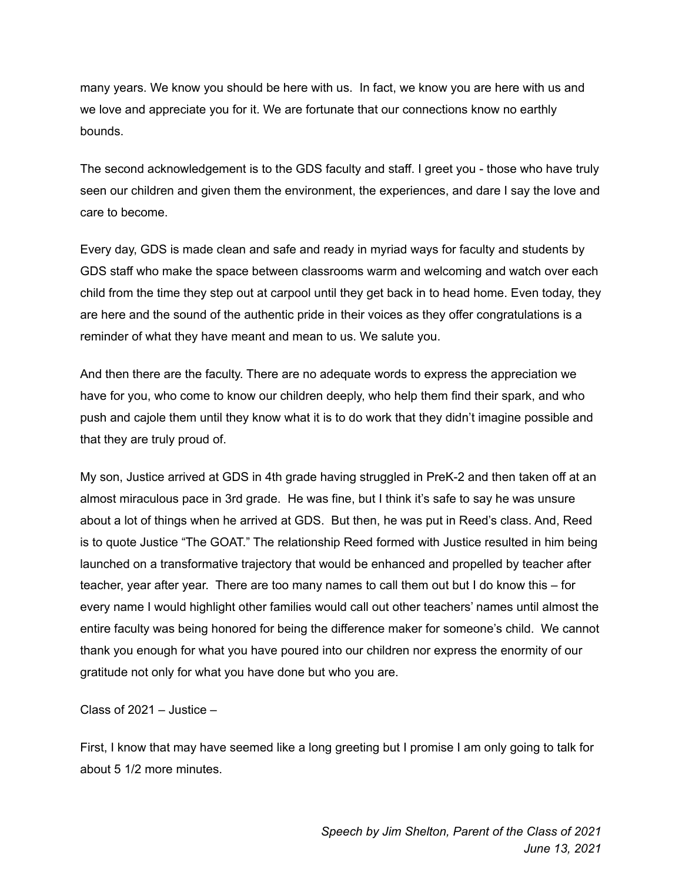many years. We know you should be here with us. In fact, we know you are here with us and we love and appreciate you for it. We are fortunate that our connections know no earthly bounds.

The second acknowledgement is to the GDS faculty and staff. I greet you - those who have truly seen our children and given them the environment, the experiences, and dare I say the love and care to become.

Every day, GDS is made clean and safe and ready in myriad ways for faculty and students by GDS staff who make the space between classrooms warm and welcoming and watch over each child from the time they step out at carpool until they get back in to head home. Even today, they are here and the sound of the authentic pride in their voices as they offer congratulations is a reminder of what they have meant and mean to us. We salute you.

And then there are the faculty. There are no adequate words to express the appreciation we have for you, who come to know our children deeply, who help them find their spark, and who push and cajole them until they know what it is to do work that they didn't imagine possible and that they are truly proud of.

My son, Justice arrived at GDS in 4th grade having struggled in PreK-2 and then taken off at an almost miraculous pace in 3rd grade. He was fine, but I think it's safe to say he was unsure about a lot of things when he arrived at GDS. But then, he was put in Reed's class. And, Reed is to quote Justice "The GOAT." The relationship Reed formed with Justice resulted in him being launched on a transformative trajectory that would be enhanced and propelled by teacher after teacher, year after year. There are too many names to call them out but I do know this – for every name I would highlight other families would call out other teachers' names until almost the entire faculty was being honored for being the difference maker for someone's child. We cannot thank you enough for what you have poured into our children nor express the enormity of our gratitude not only for what you have done but who you are.

Class of 2021 – Justice –

First, I know that may have seemed like a long greeting but I promise I am only going to talk for about 5 1/2 more minutes.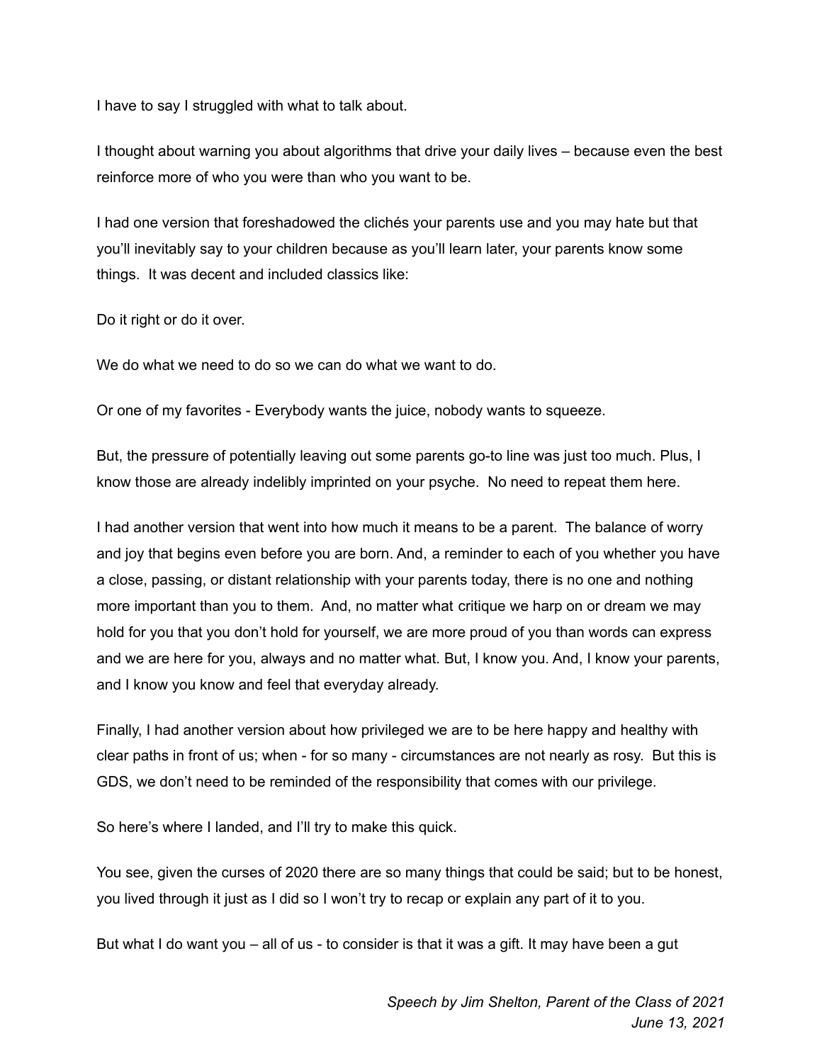I have to say I struggled with what to talk about.

I thought about warning you about algorithms that drive your daily lives – because even the best reinforce more of who you were than who you want to be.

I had one version that foreshadowed the clichés your parents use and you may hate but that you'll inevitably say to your children because as you'll learn later, your parents know some things. It was decent and included classics like:

Do it right or do it over.

We do what we need to do so we can do what we want to do.

Or one of my favorites - Everybody wants the juice, nobody wants to squeeze.

But, the pressure of potentially leaving out some parents go-to line was just too much. Plus, I know those are already indelibly imprinted on your psyche. No need to repeat them here.

I had another version that went into how much it means to be a parent. The balance of worry and joy that begins even before you are born. And, a reminder to each of you whether you have a close, passing, or distant relationship with your parents today, there is no one and nothing more important than you to them. And, no matter what critique we harp on or dream we may hold for you that you don't hold for yourself, we are more proud of you than words can express and we are here for you, always and no matter what. But, I know you. And, I know your parents, and I know you know and feel that everyday already.

Finally, I had another version about how privileged we are to be here happy and healthy with clear paths in front of us; when - for so many - circumstances are not nearly as rosy. But this is GDS, we don't need to be reminded of the responsibility that comes with our privilege.

So here's where I landed, and I'll try to make this quick.

You see, given the curses of 2020 there are so many things that could be said; but to be honest, you lived through it just as I did so I won't try to recap or explain any part of it to you.

But what I do want you – all of us - to consider is that it was a gift. It may have been a gut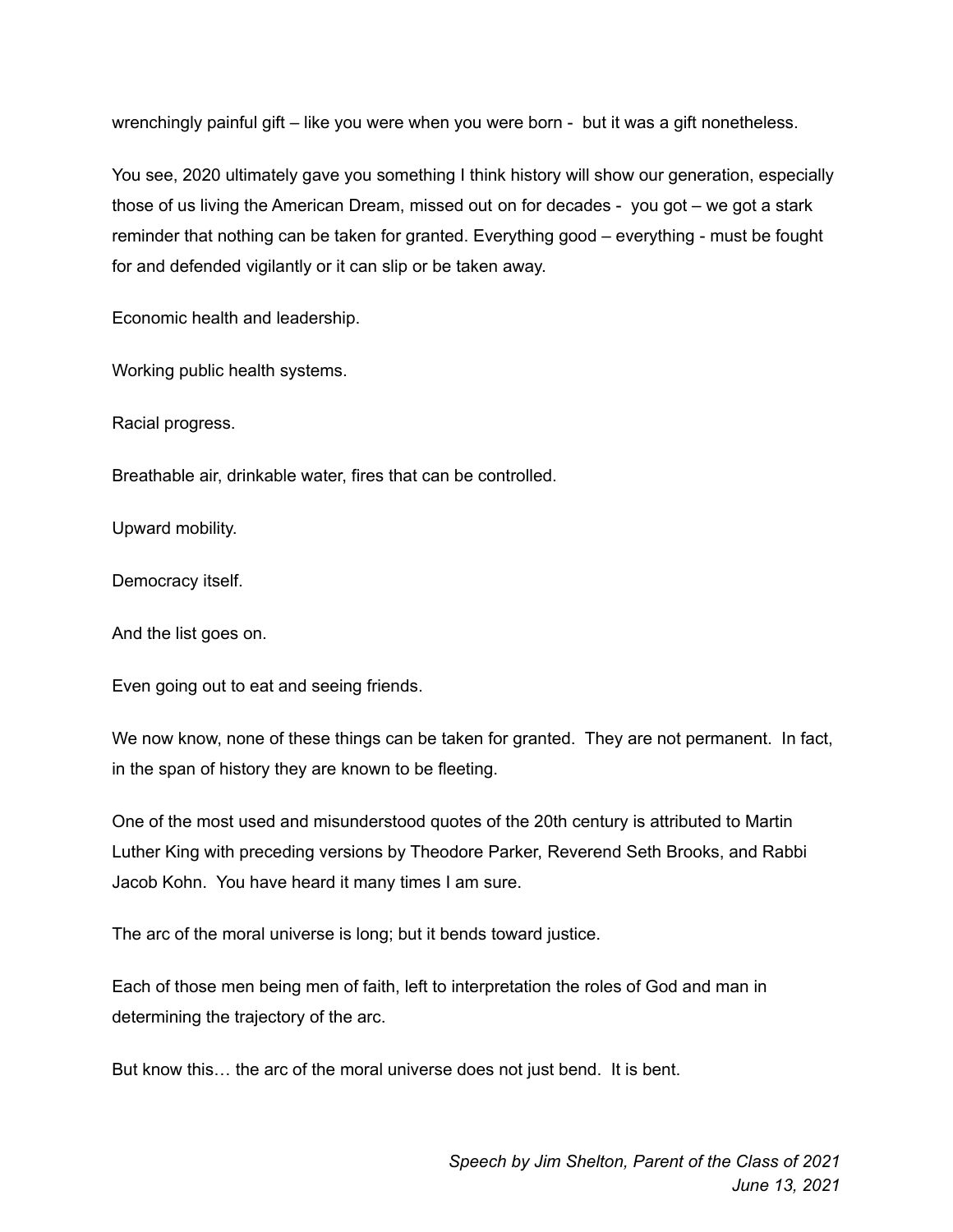wrenchingly painful gift – like you were when you were born - but it was a gift nonetheless.

You see, 2020 ultimately gave you something I think history will show our generation, especially those of us living the American Dream, missed out on for decades - you got – we got a stark reminder that nothing can be taken for granted. Everything good – everything - must be fought for and defended vigilantly or it can slip or be taken away.

Economic health and leadership.

Working public health systems.

Racial progress.

Breathable air, drinkable water, fires that can be controlled.

Upward mobility.

Democracy itself.

And the list goes on.

Even going out to eat and seeing friends.

We now know, none of these things can be taken for granted. They are not permanent. In fact, in the span of history they are known to be fleeting.

One of the most used and misunderstood quotes of the 20th century is attributed to Martin Luther King with preceding versions by Theodore Parker, Reverend Seth Brooks, and Rabbi Jacob Kohn. You have heard it many times I am sure.

The arc of the moral universe is long; but it bends toward justice.

Each of those men being men of faith, left to interpretation the roles of God and man in determining the trajectory of the arc.

But know this… the arc of the moral universe does not just bend. It is bent.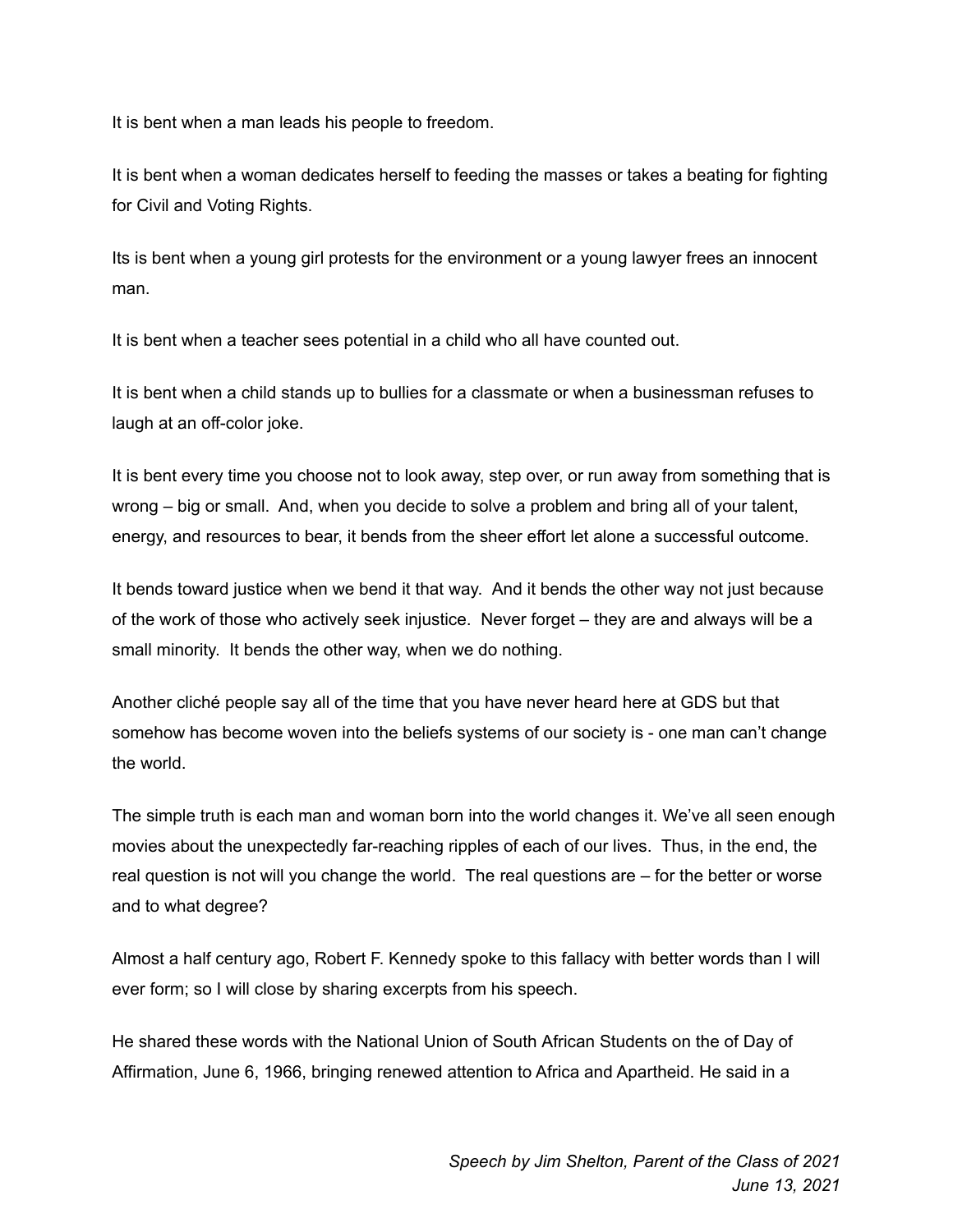It is bent when a man leads his people to freedom.

It is bent when a woman dedicates herself to feeding the masses or takes a beating for fighting for Civil and Voting Rights.

Its is bent when a young girl protests for the environment or a young lawyer frees an innocent man.

It is bent when a teacher sees potential in a child who all have counted out.

It is bent when a child stands up to bullies for a classmate or when a businessman refuses to laugh at an off-color joke.

It is bent every time you choose not to look away, step over, or run away from something that is wrong – big or small.  And, when you decide to solve a problem and bring all of your talent, energy, and resources to bear, it bends from the sheer effort let alone a successful outcome.

It bends toward justice when we bend it that way.  And it bends the other way not just because of the work of those who actively seek injustice.  Never forget – they are and always will be a small minority.  It bends the other way, when we do nothing.

Another cliché people say all of the time that you have never heard here at GDS but that somehow has become woven into the beliefs systems of our society is - one man can't change the world.

The simple truth is each man and woman born into the world changes it. We've all seen enough movies about the unexpectedly far-reaching ripples of each of our lives.  Thus, in the end, the real question is not will you change the world.  The real questions are – for the better or worse and to what degree?

Almost a half century ago, Robert F. Kennedy spoke to this fallacy with better words than I will ever form; so I will close by sharing excerpts from his speech.

He shared these words with the National Union of South African Students on the of Day of Affirmation, June 6, 1966, bringing renewed attention to Africa and Apartheid. He said in a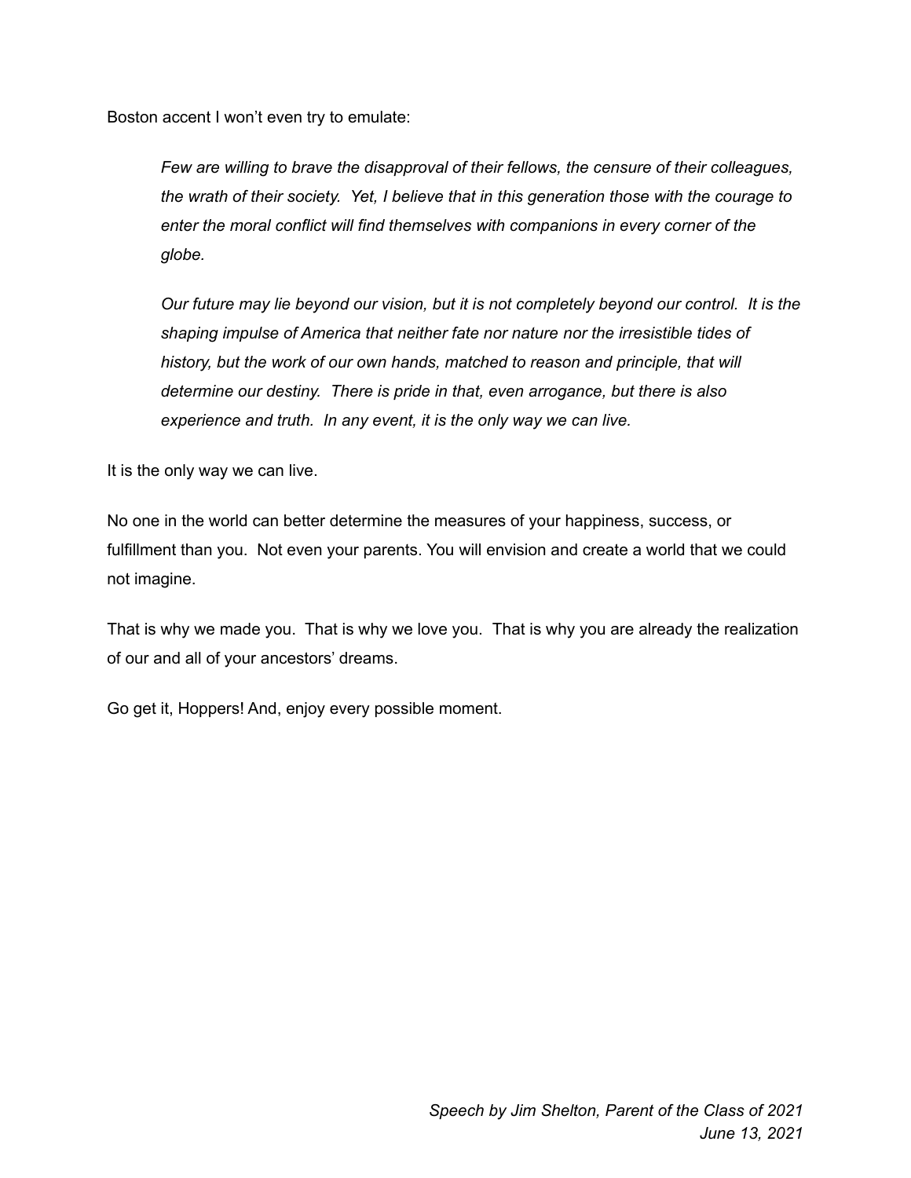Boston accent I won't even try to emulate:

> *Few are willing to brave the disapproval of their fellows, the censure of their colleagues, the wrath of their society. Yet, I believe that in this generation those with the courage to enter the moral conflict will find themselves with companions in every corner of the globe.*
>
> *Our future may lie beyond our vision, but it is not completely beyond our control. It is the shaping impulse of America that neither fate nor nature nor the irresistible tides of history, but the work of our own hands, matched to reason and principle, that will determine our destiny. There is pride in that, even arrogance, but there is also experience and truth. In any event, it is the only way we can live.*

It is the only way we can live.

No one in the world can better determine the measures of your happiness, success, or fulfillment than you. Not even your parents. You will envision and create a world that we could not imagine.

That is why we made you. That is why we love you. That is why you are already the realization of our and all of your ancestors' dreams.

Go get it, Hoppers! And, enjoy every possible moment.

*Speech by Jim Shelton, Parent of the Class of 2021*
*June 13, 2021*